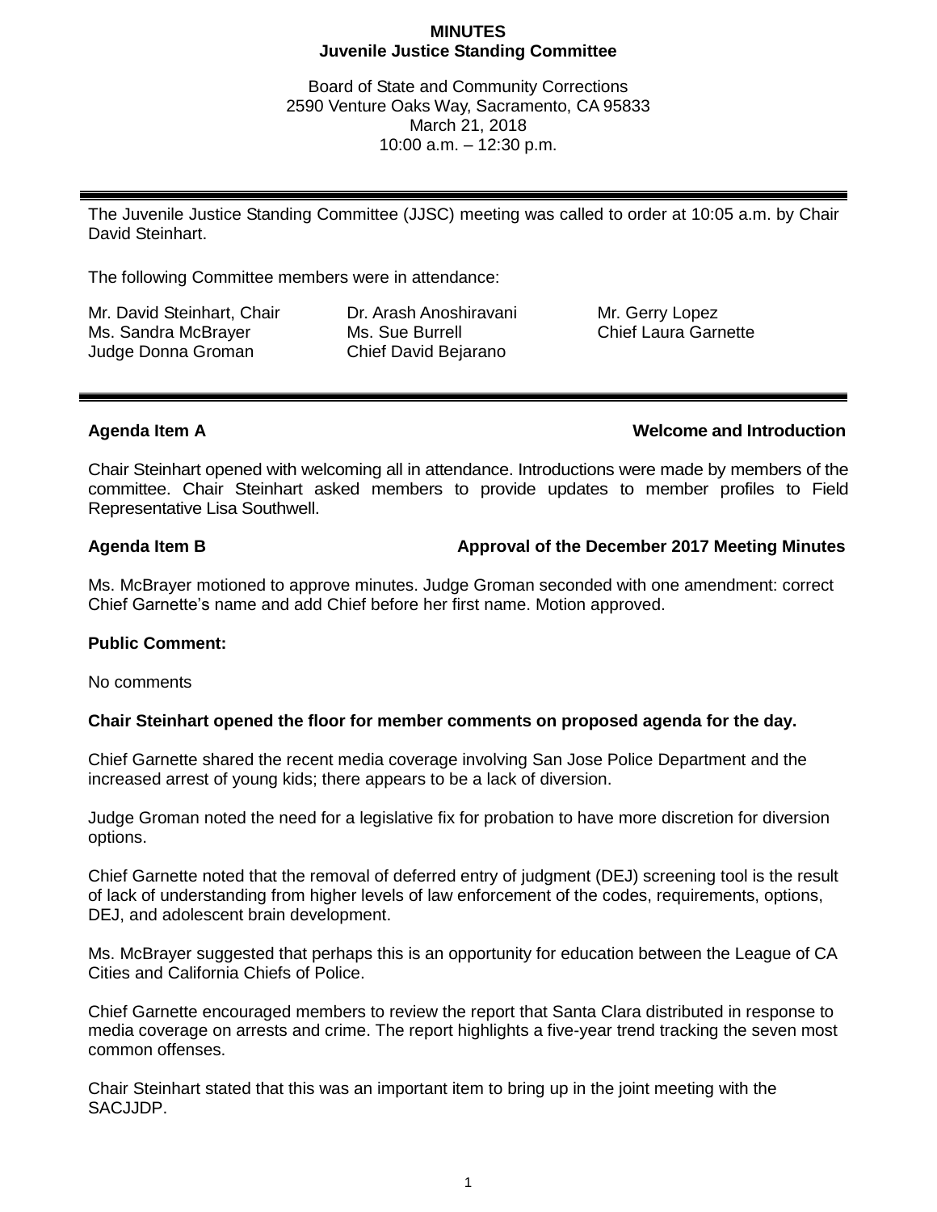# MINUTES
## Juvenile Justice Standing Committee

Board of State and Community Corrections
2590 Venture Oaks Way, Sacramento, CA 95833
March 21, 2018
10:00 a.m. – 12:30 p.m.

---

The Juvenile Justice Standing Committee (JJSC) meeting was called to order at 10:05 a.m. by Chair David Steinhart.

The following Committee members were in attendance:

| | | |
|---|---|---|
| Mr. David Steinhart, Chair | Dr. Arash Anoshiravani | Mr. Gerry Lopez |
| Ms. Sandra McBrayer | Ms. Sue Burrell | Chief Laura Garnette |
| Judge Donna Groman | Chief David Bejarano | |

---

**Agenda Item A — Welcome and Introduction**

Chair Steinhart opened with welcoming all in attendance. Introductions were made by members of the committee. Chair Steinhart asked members to provide updates to member profiles to Field Representative Lisa Southwell.

**Agenda Item B — Approval of the December 2017 Meeting Minutes**

Ms. McBrayer motioned to approve minutes. Judge Groman seconded with one amendment: correct Chief Garnette's name and add Chief before her first name. Motion approved.

**Public Comment:**

No comments

**Chair Steinhart opened the floor for member comments on proposed agenda for the day.**

Chief Garnette shared the recent media coverage involving San Jose Police Department and the increased arrest of young kids; there appears to be a lack of diversion.

Judge Groman noted the need for a legislative fix for probation to have more discretion for diversion options.

Chief Garnette noted that the removal of deferred entry of judgment (DEJ) screening tool is the result of lack of understanding from higher levels of law enforcement of the codes, requirements, options, DEJ, and adolescent brain development.

Ms. McBrayer suggested that perhaps this is an opportunity for education between the League of CA Cities and California Chiefs of Police.

Chief Garnette encouraged members to review the report that Santa Clara distributed in response to media coverage on arrests and crime. The report highlights a five-year trend tracking the seven most common offenses.

Chair Steinhart stated that this was an important item to bring up in the joint meeting with the SACJJDP.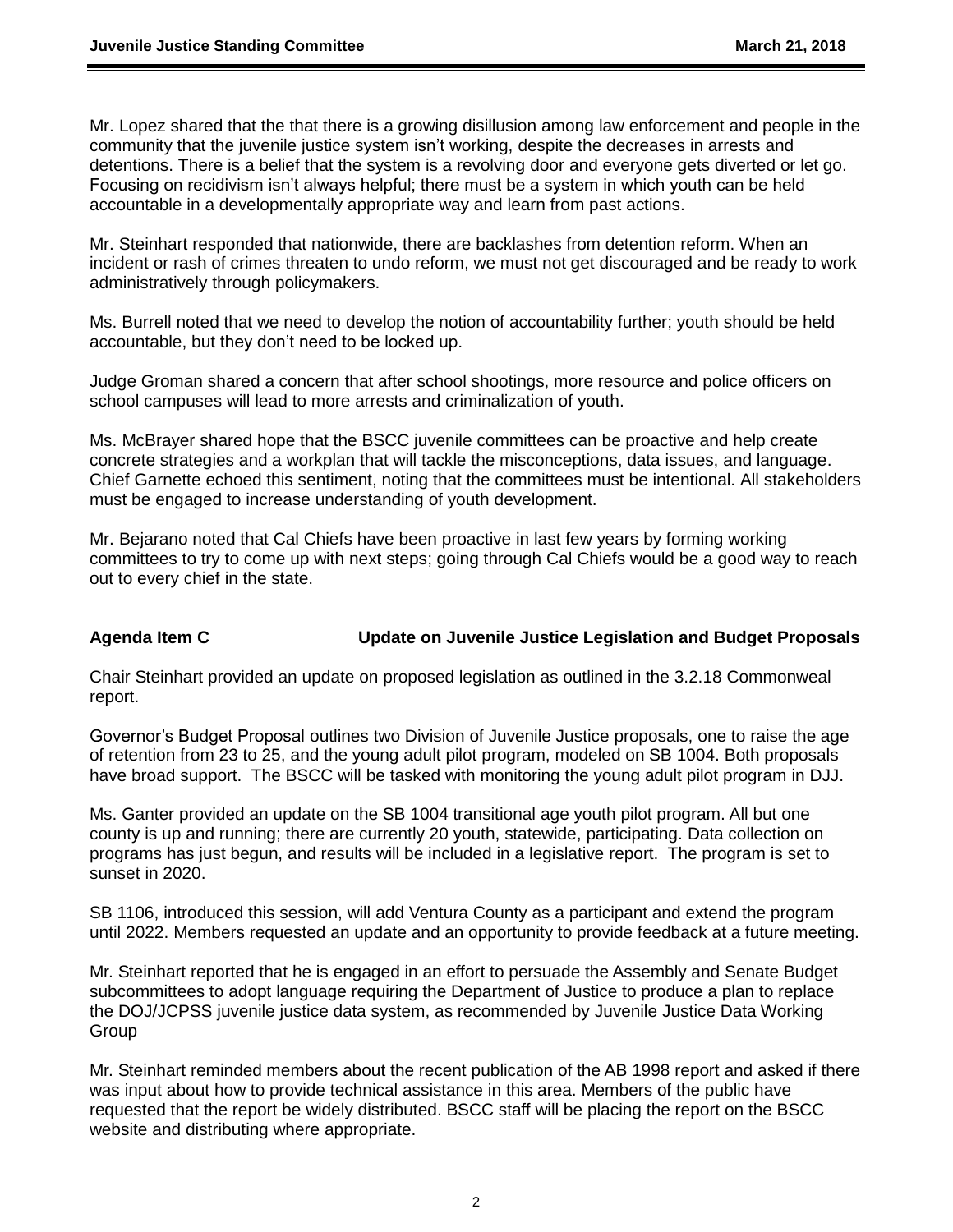Mr. Lopez shared that the that there is a growing disillusion among law enforcement and people in the community that the juvenile justice system isn't working, despite the decreases in arrests and detentions. There is a belief that the system is a revolving door and everyone gets diverted or let go. Focusing on recidivism isn't always helpful; there must be a system in which youth can be held accountable in a developmentally appropriate way and learn from past actions.

Mr. Steinhart responded that nationwide, there are backlashes from detention reform. When an incident or rash of crimes threaten to undo reform, we must not get discouraged and be ready to work administratively through policymakers.

Ms. Burrell noted that we need to develop the notion of accountability further; youth should be held accountable, but they don't need to be locked up.

Judge Groman shared a concern that after school shootings, more resource and police officers on school campuses will lead to more arrests and criminalization of youth.

Ms. McBrayer shared hope that the BSCC juvenile committees can be proactive and help create concrete strategies and a workplan that will tackle the misconceptions, data issues, and language. Chief Garnette echoed this sentiment, noting that the committees must be intentional. All stakeholders must be engaged to increase understanding of youth development.

Mr. Bejarano noted that Cal Chiefs have been proactive in last few years by forming working committees to try to come up with next steps; going through Cal Chiefs would be a good way to reach out to every chief in the state.

**Agenda Item C Update on Juvenile Justice Legislation and Budget Proposals**

Chair Steinhart provided an update on proposed legislation as outlined in the 3.2.18 Commonweal report.

Governor's Budget Proposal outlines two Division of Juvenile Justice proposals, one to raise the age of retention from 23 to 25, and the young adult pilot program, modeled on SB 1004. Both proposals have broad support. The BSCC will be tasked with monitoring the young adult pilot program in DJJ.

Ms. Ganter provided an update on the SB 1004 transitional age youth pilot program. All but one county is up and running; there are currently 20 youth, statewide, participating. Data collection on programs has just begun, and results will be included in a legislative report. The program is set to sunset in 2020.

SB 1106, introduced this session, will add Ventura County as a participant and extend the program until 2022. Members requested an update and an opportunity to provide feedback at a future meeting.

Mr. Steinhart reported that he is engaged in an effort to persuade the Assembly and Senate Budget subcommittees to adopt language requiring the Department of Justice to produce a plan to replace the DOJ/JCPSS juvenile justice data system, as recommended by Juvenile Justice Data Working Group

Mr. Steinhart reminded members about the recent publication of the AB 1998 report and asked if there was input about how to provide technical assistance in this area. Members of the public have requested that the report be widely distributed. BSCC staff will be placing the report on the BSCC website and distributing where appropriate.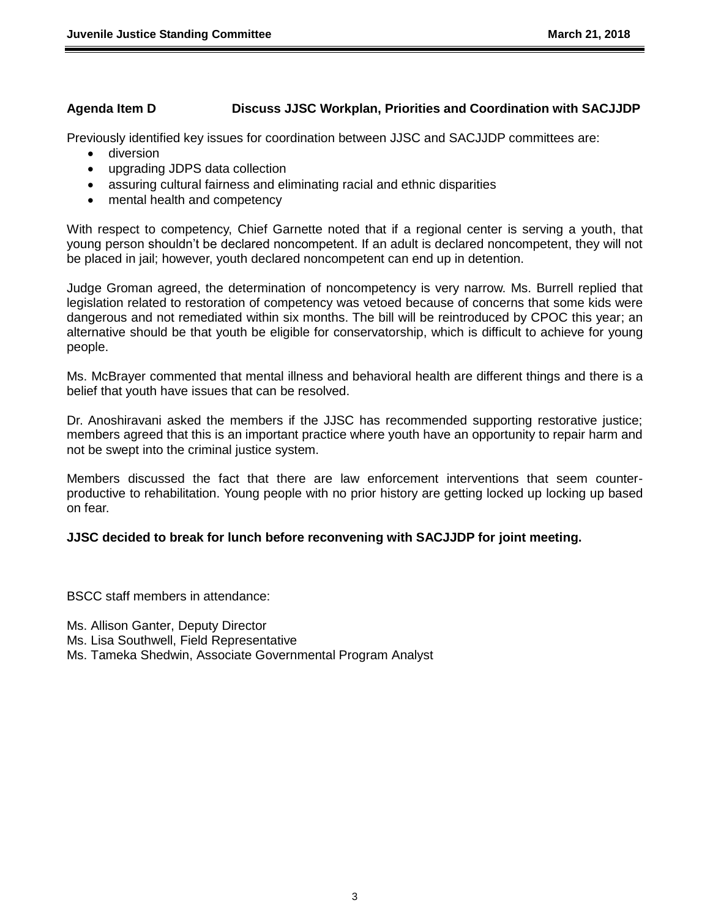**Agenda Item D Discuss JJSC Workplan, Priorities and Coordination with SACJJDP**

Previously identified key issues for coordination between JJSC and SACJJDP committees are:

- diversion
- upgrading JDPS data collection
- assuring cultural fairness and eliminating racial and ethnic disparities
- mental health and competency

With respect to competency, Chief Garnette noted that if a regional center is serving a youth, that young person shouldn't be declared noncompetent. If an adult is declared noncompetent, they will not be placed in jail; however, youth declared noncompetent can end up in detention.

Judge Groman agreed, the determination of noncompetency is very narrow. Ms. Burrell replied that legislation related to restoration of competency was vetoed because of concerns that some kids were dangerous and not remediated within six months. The bill will be reintroduced by CPOC this year; an alternative should be that youth be eligible for conservatorship, which is difficult to achieve for young people.

Ms. McBrayer commented that mental illness and behavioral health are different things and there is a belief that youth have issues that can be resolved.

Dr. Anoshiravani asked the members if the JJSC has recommended supporting restorative justice; members agreed that this is an important practice where youth have an opportunity to repair harm and not be swept into the criminal justice system.

Members discussed the fact that there are law enforcement interventions that seem counter-productive to rehabilitation. Young people with no prior history are getting locked up locking up based on fear.

**JJSC decided to break for lunch before reconvening with SACJJDP for joint meeting.**

BSCC staff members in attendance:

Ms. Allison Ganter, Deputy Director
Ms. Lisa Southwell, Field Representative
Ms. Tameka Shedwin, Associate Governmental Program Analyst